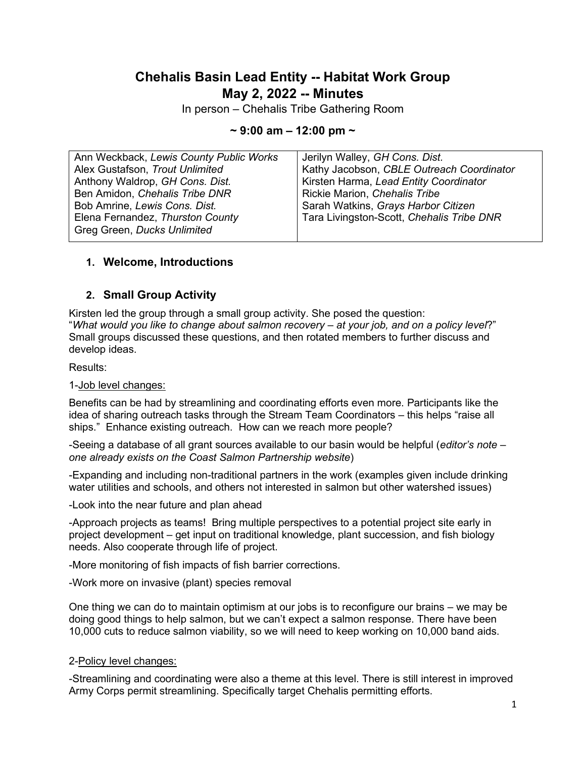# Chehalis Basin Lead Entity -- Habitat Work Group
# May 2, 2022 -- Minutes

In person – Chehalis Tribe Gathering Room

**~ 9:00 am – 12:00 pm ~**

| | |
|---|---|
| Ann Weckback, *Lewis County Public Works* | Jerilyn Walley, *GH Cons. Dist.* |
| Alex Gustafson, *Trout Unlimited* | Kathy Jacobson, *CBLE Outreach Coordinator* |
| Anthony Waldrop, *GH Cons. Dist.* | Kirsten Harma, *Lead Entity Coordinator* |
| Ben Amidon, *Chehalis Tribe DNR* | Rickie Marion, *Chehalis Tribe* |
| Bob Amrine, *Lewis Cons. Dist.* | Sarah Watkins, *Grays Harbor Citizen* |
| Elena Fernandez, *Thurston County* | Tara Livingston-Scott, *Chehalis Tribe DNR* |
| Greg Green, *Ducks Unlimited* | |

## 1. Welcome, Introductions

## 2. Small Group Activity

Kirsten led the group through a small group activity. She posed the question: "*What would you like to change about salmon recovery – at your job, and on a policy level*?" Small groups discussed these questions, and then rotated members to further discuss and develop ideas.

Results:

1-<u>Job level changes:</u>

Benefits can be had by streamlining and coordinating efforts even more. Participants like the idea of sharing outreach tasks through the Stream Team Coordinators – this helps "raise all ships." Enhance existing outreach. How can we reach more people?

-Seeing a database of all grant sources available to our basin would be helpful (*editor's note – one already exists on the Coast Salmon Partnership website*)

-Expanding and including non-traditional partners in the work (examples given include drinking water utilities and schools, and others not interested in salmon but other watershed issues)

-Look into the near future and plan ahead

-Approach projects as teams! Bring multiple perspectives to a potential project site early in project development – get input on traditional knowledge, plant succession, and fish biology needs. Also cooperate through life of project.

-More monitoring of fish impacts of fish barrier corrections.

-Work more on invasive (plant) species removal

One thing we can do to maintain optimism at our jobs is to reconfigure our brains – we may be doing good things to help salmon, but we can't expect a salmon response. There have been 10,000 cuts to reduce salmon viability, so we will need to keep working on 10,000 band aids.

2-<u>Policy level changes:</u>

-Streamlining and coordinating were also a theme at this level. There is still interest in improved Army Corps permit streamlining. Specifically target Chehalis permitting efforts.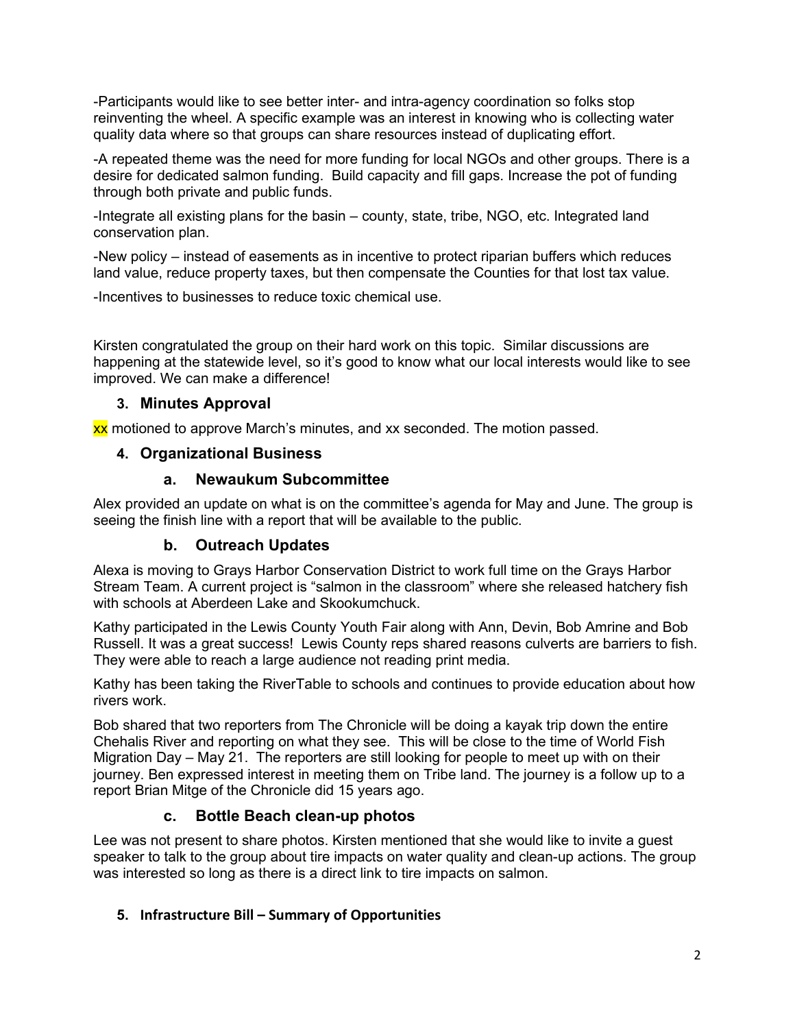-Participants would like to see better inter- and intra-agency coordination so folks stop reinventing the wheel. A specific example was an interest in knowing who is collecting water quality data where so that groups can share resources instead of duplicating effort.

-A repeated theme was the need for more funding for local NGOs and other groups. There is a desire for dedicated salmon funding. Build capacity and fill gaps. Increase the pot of funding through both private and public funds.

-Integrate all existing plans for the basin – county, state, tribe, NGO, etc. Integrated land conservation plan.

-New policy – instead of easements as in incentive to protect riparian buffers which reduces land value, reduce property taxes, but then compensate the Counties for that lost tax value.

-Incentives to businesses to reduce toxic chemical use.

Kirsten congratulated the group on their hard work on this topic. Similar discussions are happening at the statewide level, so it's good to know what our local interests would like to see improved. We can make a difference!

## 3. Minutes Approval

xx motioned to approve March's minutes, and xx seconded. The motion passed.

## 4. Organizational Business

### a. Newaukum Subcommittee

Alex provided an update on what is on the committee's agenda for May and June. The group is seeing the finish line with a report that will be available to the public.

### b. Outreach Updates

Alexa is moving to Grays Harbor Conservation District to work full time on the Grays Harbor Stream Team. A current project is "salmon in the classroom" where she released hatchery fish with schools at Aberdeen Lake and Skookumchuck.

Kathy participated in the Lewis County Youth Fair along with Ann, Devin, Bob Amrine and Bob Russell. It was a great success! Lewis County reps shared reasons culverts are barriers to fish. They were able to reach a large audience not reading print media.

Kathy has been taking the RiverTable to schools and continues to provide education about how rivers work.

Bob shared that two reporters from The Chronicle will be doing a kayak trip down the entire Chehalis River and reporting on what they see. This will be close to the time of World Fish Migration Day – May 21. The reporters are still looking for people to meet up with on their journey. Ben expressed interest in meeting them on Tribe land. The journey is a follow up to a report Brian Mitge of the Chronicle did 15 years ago.

### c. Bottle Beach clean-up photos

Lee was not present to share photos. Kirsten mentioned that she would like to invite a guest speaker to talk to the group about tire impacts on water quality and clean-up actions. The group was interested so long as there is a direct link to tire impacts on salmon.

## 5. Infrastructure Bill – Summary of Opportunities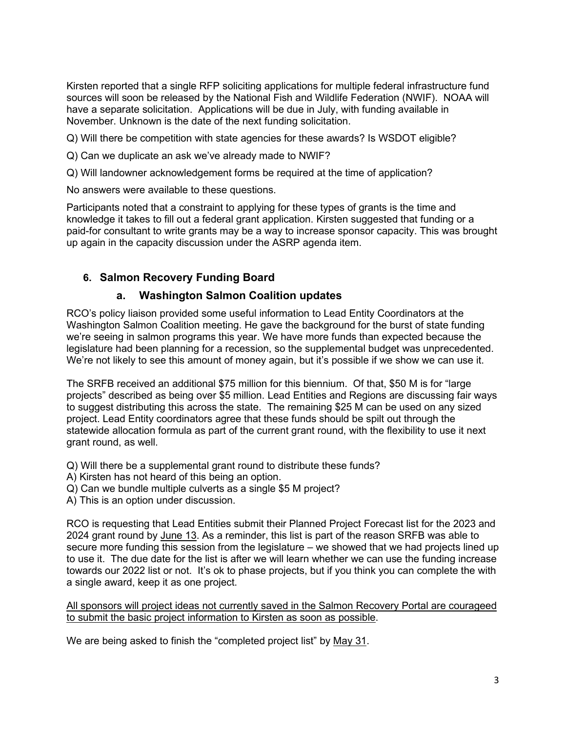Kirsten reported that a single RFP soliciting applications for multiple federal infrastructure fund sources will soon be released by the National Fish and Wildlife Federation (NWIF). NOAA will have a separate solicitation. Applications will be due in July, with funding available in November. Unknown is the date of the next funding solicitation.

Q) Will there be competition with state agencies for these awards? Is WSDOT eligible?

Q) Can we duplicate an ask we've already made to NWIF?

Q) Will landowner acknowledgement forms be required at the time of application?

No answers were available to these questions.

Participants noted that a constraint to applying for these types of grants is the time and knowledge it takes to fill out a federal grant application. Kirsten suggested that funding or a paid-for consultant to write grants may be a way to increase sponsor capacity. This was brought up again in the capacity discussion under the ASRP agenda item.

## 6. Salmon Recovery Funding Board

### a. Washington Salmon Coalition updates

RCO's policy liaison provided some useful information to Lead Entity Coordinators at the Washington Salmon Coalition meeting. He gave the background for the burst of state funding we're seeing in salmon programs this year. We have more funds than expected because the legislature had been planning for a recession, so the supplemental budget was unprecedented. We're not likely to see this amount of money again, but it's possible if we show we can use it.

The SRFB received an additional $75 million for this biennium. Of that, $50 M is for "large projects" described as being over $5 million. Lead Entities and Regions are discussing fair ways to suggest distributing this across the state. The remaining $25 M can be used on any sized project. Lead Entity coordinators agree that these funds should be spilt out through the statewide allocation formula as part of the current grant round, with the flexibility to use it next grant round, as well.

Q) Will there be a supplemental grant round to distribute these funds?
A) Kirsten has not heard of this being an option.
Q) Can we bundle multiple culverts as a single $5 M project?
A) This is an option under discussion.

RCO is requesting that Lead Entities submit their Planned Project Forecast list for the 2023 and 2024 grant round by <u>June 13</u>. As a reminder, this list is part of the reason SRFB was able to secure more funding this session from the legislature – we showed that we had projects lined up to use it. The due date for the list is after we will learn whether we can use the funding increase towards our 2022 list or not. It's ok to phase projects, but if you think you can complete the with a single award, keep it as one project.

<u>All sponsors will project ideas not currently saved in the Salmon Recovery Portal are courageed to submit the basic project information to Kirsten as soon as possible</u>.

We are being asked to finish the "completed project list" by <u>May 31</u>.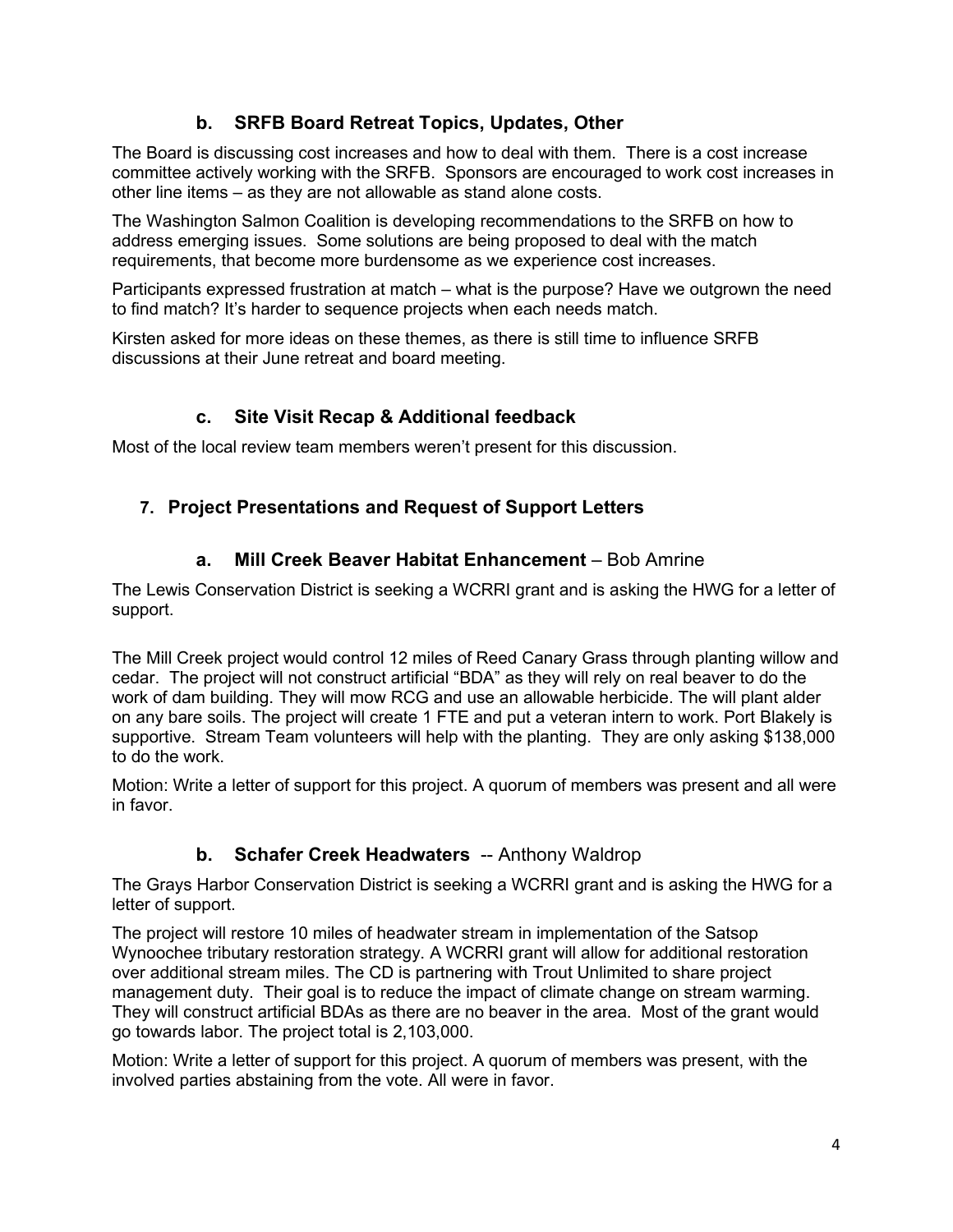### b. SRFB Board Retreat Topics, Updates, Other

The Board is discussing cost increases and how to deal with them. There is a cost increase committee actively working with the SRFB. Sponsors are encouraged to work cost increases in other line items – as they are not allowable as stand alone costs.

The Washington Salmon Coalition is developing recommendations to the SRFB on how to address emerging issues. Some solutions are being proposed to deal with the match requirements, that become more burdensome as we experience cost increases.

Participants expressed frustration at match – what is the purpose? Have we outgrown the need to find match? It's harder to sequence projects when each needs match.

Kirsten asked for more ideas on these themes, as there is still time to influence SRFB discussions at their June retreat and board meeting.

### c. Site Visit Recap & Additional feedback

Most of the local review team members weren't present for this discussion.

## 7. Project Presentations and Request of Support Letters

### a. Mill Creek Beaver Habitat Enhancement – Bob Amrine

The Lewis Conservation District is seeking a WCRRI grant and is asking the HWG for a letter of support.

The Mill Creek project would control 12 miles of Reed Canary Grass through planting willow and cedar. The project will not construct artificial "BDA" as they will rely on real beaver to do the work of dam building. They will mow RCG and use an allowable herbicide. The will plant alder on any bare soils. The project will create 1 FTE and put a veteran intern to work. Port Blakely is supportive. Stream Team volunteers will help with the planting. They are only asking $138,000 to do the work.

Motion: Write a letter of support for this project. A quorum of members was present and all were in favor.

### b. Schafer Creek Headwaters -- Anthony Waldrop

The Grays Harbor Conservation District is seeking a WCRRI grant and is asking the HWG for a letter of support.

The project will restore 10 miles of headwater stream in implementation of the Satsop Wynoochee tributary restoration strategy. A WCRRI grant will allow for additional restoration over additional stream miles. The CD is partnering with Trout Unlimited to share project management duty. Their goal is to reduce the impact of climate change on stream warming. They will construct artificial BDAs as there are no beaver in the area. Most of the grant would go towards labor. The project total is 2,103,000.

Motion: Write a letter of support for this project. A quorum of members was present, with the involved parties abstaining from the vote. All were in favor.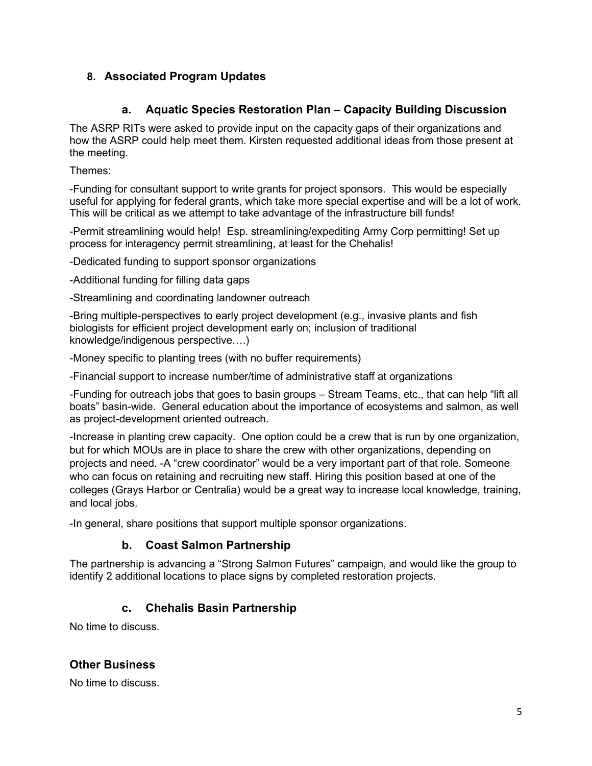## 8. Associated Program Updates

### a. Aquatic Species Restoration Plan – Capacity Building Discussion

The ASRP RITs were asked to provide input on the capacity gaps of their organizations and how the ASRP could help meet them. Kirsten requested additional ideas from those present at the meeting.

Themes:

-Funding for consultant support to write grants for project sponsors. This would be especially useful for applying for federal grants, which take more special expertise and will be a lot of work. This will be critical as we attempt to take advantage of the infrastructure bill funds!

-Permit streamlining would help! Esp. streamlining/expediting Army Corp permitting! Set up process for interagency permit streamlining, at least for the Chehalis!

-Dedicated funding to support sponsor organizations

-Additional funding for filling data gaps

-Streamlining and coordinating landowner outreach

-Bring multiple-perspectives to early project development (e.g., invasive plants and fish biologists for efficient project development early on; inclusion of traditional knowledge/indigenous perspective….)

-Money specific to planting trees (with no buffer requirements)

-Financial support to increase number/time of administrative staff at organizations

-Funding for outreach jobs that goes to basin groups – Stream Teams, etc., that can help "lift all boats" basin-wide. General education about the importance of ecosystems and salmon, as well as project-development oriented outreach.

-Increase in planting crew capacity. One option could be a crew that is run by one organization, but for which MOUs are in place to share the crew with other organizations, depending on projects and need. -A "crew coordinator" would be a very important part of that role. Someone who can focus on retaining and recruiting new staff. Hiring this position based at one of the colleges (Grays Harbor or Centralia) would be a great way to increase local knowledge, training, and local jobs.

-In general, share positions that support multiple sponsor organizations.

### b. Coast Salmon Partnership

The partnership is advancing a "Strong Salmon Futures" campaign, and would like the group to identify 2 additional locations to place signs by completed restoration projects.

### c. Chehalis Basin Partnership

No time to discuss.

## Other Business

No time to discuss.